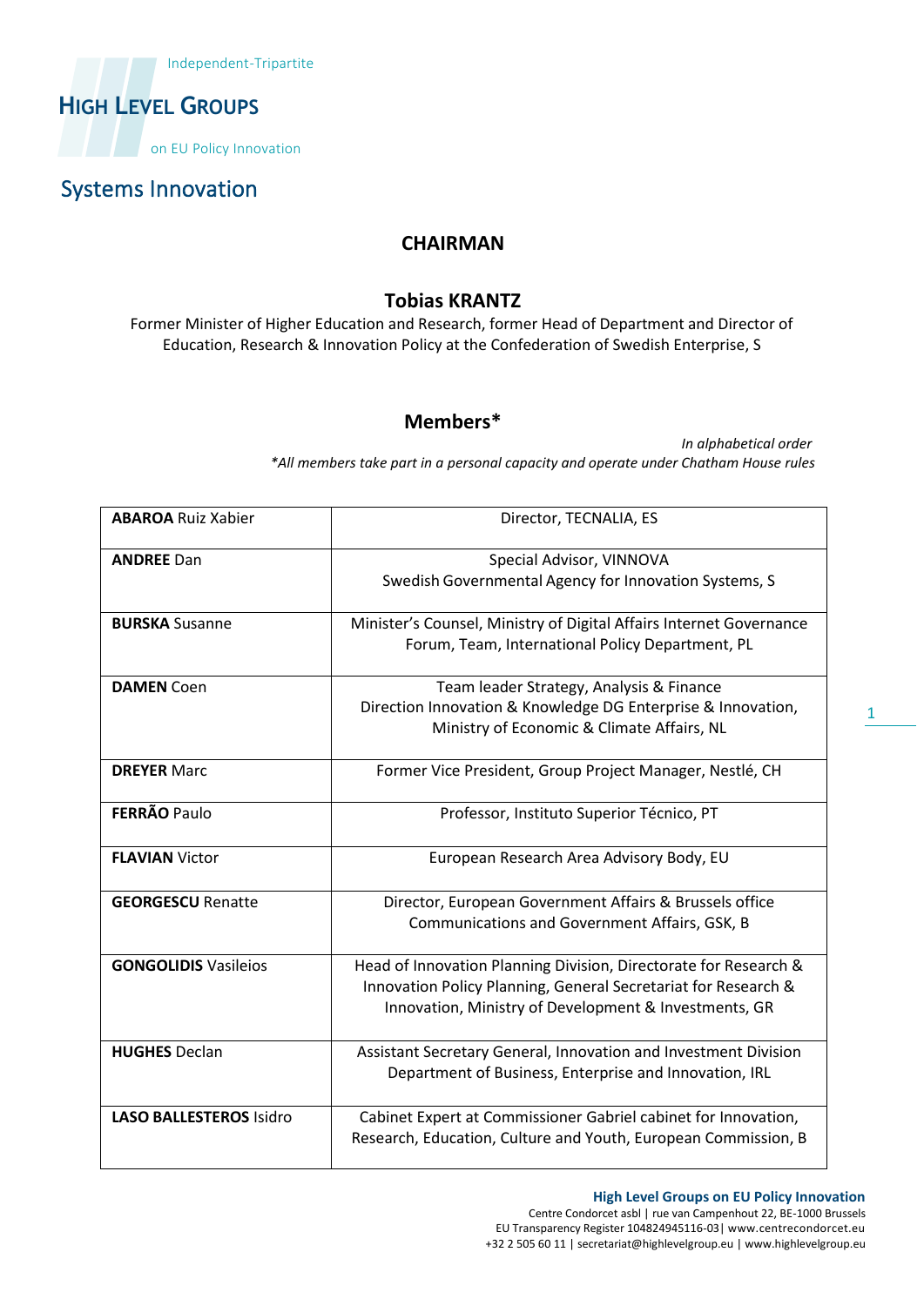Independent-Tripartite

# High Level Groups

on EU Policy Innovation

## Systems Innovation

### CHAIRMAN

**Tobias KRANTZ**

Former Minister of Higher Education and Research, former Head of Department and Director of Education, Research & Innovation Policy at the Confederation of Swedish Enterprise, S

### Members*

*In alphabetical order*

**All members take part in a personal capacity and operate under Chatham House rules*

| | |
|---|---|
| **ABAROA** Ruiz Xabier | Director, TECNALIA, ES |
| **ANDREE** Dan | Special Advisor, VINNOVA<br>Swedish Governmental Agency for Innovation Systems, S |
| **BURSKA** Susanne | Minister's Counsel, Ministry of Digital Affairs Internet Governance Forum, Team, International Policy Department, PL |
| **DAMEN** Coen | Team leader Strategy, Analysis & Finance<br>Direction Innovation & Knowledge DG Enterprise & Innovation, Ministry of Economic & Climate Affairs, NL |
| **DREYER** Marc | Former Vice President, Group Project Manager, Nestlé, CH |
| **FERRÃO** Paulo | Professor, Instituto Superior Técnico, PT |
| **FLAVIAN** Victor | European Research Area Advisory Body, EU |
| **GEORGESCU** Renatte | Director, European Government Affairs & Brussels office<br>Communications and Government Affairs, GSK, B |
| **GONGOLIDIS** Vasileios | Head of Innovation Planning Division, Directorate for Research & Innovation Policy Planning, General Secretariat for Research & Innovation, Ministry of Development & Investments, GR |
| **HUGHES** Declan | Assistant Secretary General, Innovation and Investment Division<br>Department of Business, Enterprise and Innovation, IRL |
| **LASO BALLESTEROS** Isidro | Cabinet Expert at Commissioner Gabriel cabinet for Innovation, Research, Education, Culture and Youth, European Commission, B |

**High Level Groups on EU Policy Innovation**
Centre Condorcet asbl | rue van Campenhout 22, BE-1000 Brussels
EU Transparency Register 104824945116-03| www.centrecondorcet.eu
+32 2 505 60 11 | secretariat@highlevelgroup.eu | www.highlevelgroup.eu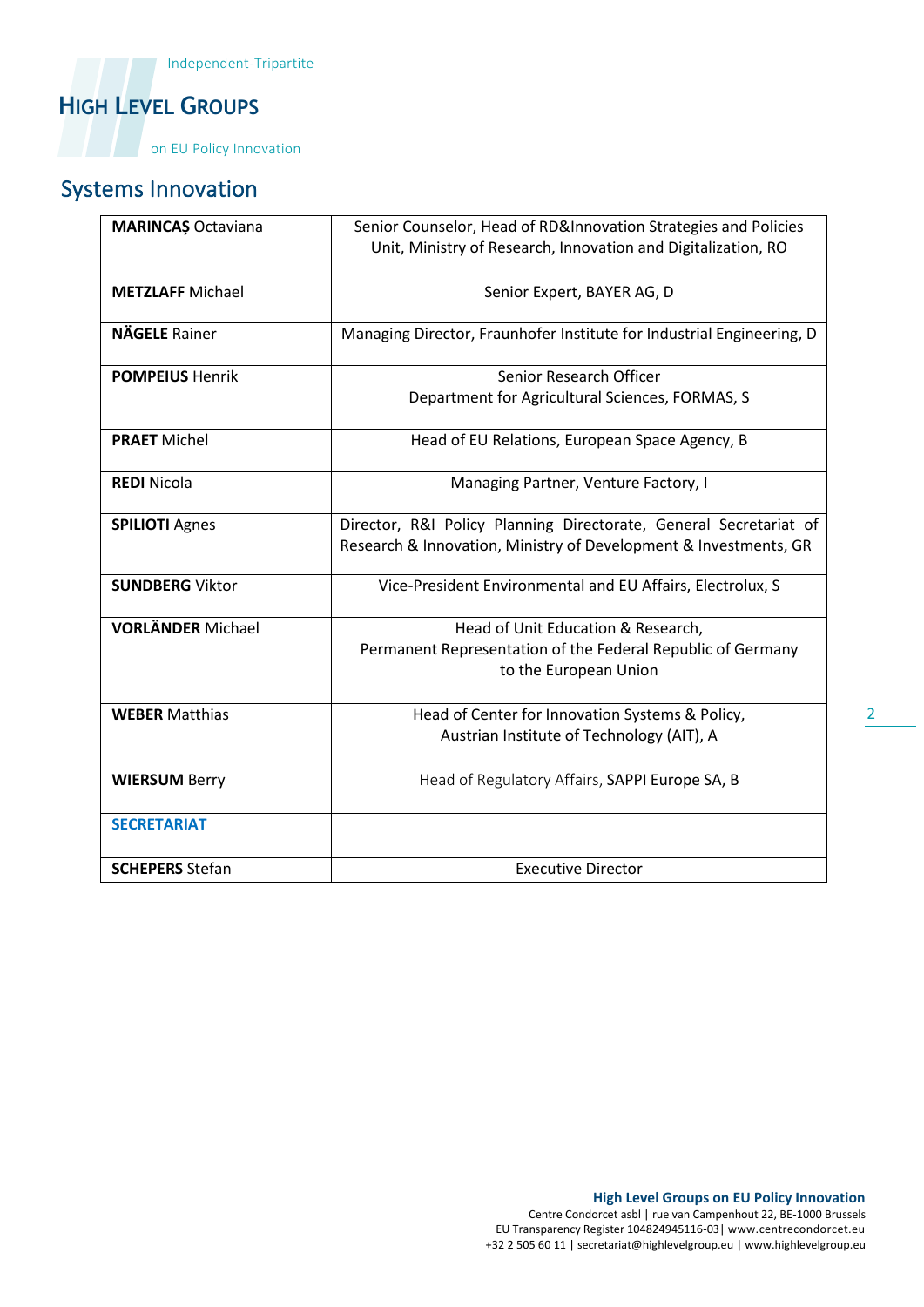## Systems Innovation

| | |
|---|---|
| **MARINCAȘ** Octaviana | Senior Counselor, Head of RD&Innovation Strategies and Policies Unit, Ministry of Research, Innovation and Digitalization, RO |
| **METZLAFF** Michael | Senior Expert, BAYER AG, D |
| **NÄGELE** Rainer | Managing Director, Fraunhofer Institute for Industrial Engineering, D |
| **POMPEIUS** Henrik | Senior Research Officer Department for Agricultural Sciences, FORMAS, S |
| **PRAET** Michel | Head of EU Relations, European Space Agency, B |
| **REDI** Nicola | Managing Partner, Venture Factory, I |
| **SPILIOTI** Agnes | Director, R&I Policy Planning Directorate, General Secretariat of Research & Innovation, Ministry of Development & Investments, GR |
| **SUNDBERG** Viktor | Vice-President Environmental and EU Affairs, Electrolux, S |
| **VORLÄNDER** Michael | Head of Unit Education & Research, Permanent Representation of the Federal Republic of Germany to the European Union |
| **WEBER** Matthias | Head of Center for Innovation Systems & Policy, Austrian Institute of Technology (AIT), A |
| **WIERSUM** Berry | Head of Regulatory Affairs, SAPPI Europe SA, B |
| **SECRETARIAT** | |
| **SCHEPERS** Stefan | Executive Director |